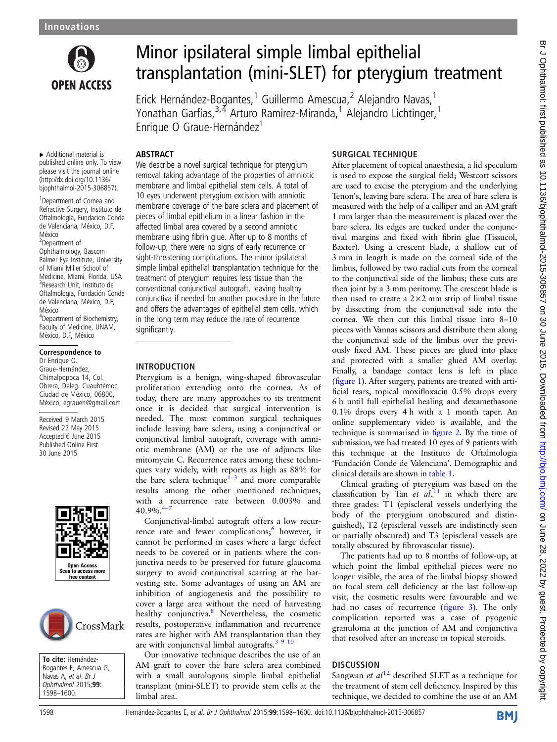# Minor ipsilateral simple limbal epithelial transplantation (mini-SLET) for pterygium treatment

Erick Hernández-Bogantes,[1] Guillermo Amescua,[2] Alejandro Navas,[1] Yonathan Garfias,[3,4] Arturo Ramirez-Miranda,[1] Alejandro Lichtinger,[1] Enrique O Graue-Hernández[1]

▸ Additional material is published online only. To view please visit the journal online (http://dx.doi.org/10.1136/bjophthalmol-2015-306857).

[1]Department of Cornea and Refractive Surgery, Instituto de Oftalmologia, Fundacion Conde de Valenciana, México, D.F, México
[2]Department of Ophthalmology, Bascom Palmer Eye Institute, University of Miami Miller School of Medicine, Miami, Florida, USA
[3]Research Unit, Instituto de Oftalmologia, Fundación Conde de Valenciana, México, D.F, México
[4]Department of Biochemistry, Faculty of Medicine, UNAM, México, D.F, México

**Correspondence to**
Dr Enrique O. Graue-Hernández, Chimalpopoca 14, Col. Obrera, Deleg. Cuauhtémoc, Ciudad de México, 06800, México; egraueh@gmail.com

Received 9 March 2015
Revised 22 May 2015
Accepted 6 June 2015
Published Online First 30 June 2015

**To cite:** Hernández-Bogantes E, Amescua G, Navas A, *et al*. *Br J Ophthalmol* 2015;**99**:1598–1600.

## ABSTRACT

We describe a novel surgical technique for pterygium removal taking advantage of the properties of amniotic membrane and limbal epithelial stem cells. A total of 10 eyes underwent pterygium excision with amniotic membrane coverage of the bare sclera and placement of pieces of limbal epithelium in a linear fashion in the affected limbal area covered by a second amniotic membrane using fibrin glue. After up to 8 months of follow-up, there were no signs of early recurrence or sight-threatening complications. The minor ipsilateral simple limbal epithelial transplantation technique for the treatment of pterygium requires less tissue than the conventional conjunctival autograft, leaving healthy conjunctiva if needed for another procedure in the future and offers the advantages of epithelial stem cells, which in the long term may reduce the rate of recurrence significantly.

## INTRODUCTION

Pterygium is a benign, wing-shaped fibrovascular proliferation extending onto the cornea. As of today, there are many approaches to its treatment once it is decided that surgical intervention is needed. The most common surgical techniques include leaving bare sclera, using a conjunctival or conjunctival limbal autograft, coverage with amniotic membrane (AM) or the use of adjuncts like mitomycin C. Recurrence rates among these techniques vary widely, with reports as high as 88% for the bare sclera technique[1–3] and more comparable results among the other mentioned techniques, with a recurrence rate between 0.003% and 40.9%.[4–7]

Conjunctival-limbal autograft offers a low recurrence rate and fewer complications;[6] however, it cannot be performed in cases where a large defect needs to be covered or in patients where the conjunctiva needs to be preserved for future glaucoma surgery to avoid conjunctival scarring at the harvesting site. Some advantages of using an AM are inhibition of angiogenesis and the possibility to cover a large area without the need of harvesting healthy conjunctiva.[8] Nevertheless, the cosmetic results, postoperative inflammation and recurrence rates are higher with AM transplantation than they are with conjunctival limbal autografts.[3 9 10]

Our innovative technique describes the use of an AM graft to cover the bare sclera area combined with a small autologous simple limbal epithelial transplant (mini-SLET) to provide stem cells at the limbal area.

## SURGICAL TECHNIQUE

After placement of topical anaesthesia, a lid speculum is used to expose the surgical field; Westcott scissors are used to excise the pterygium and the underlying Tenon's, leaving bare sclera. The area of bare sclera is measured with the help of a calliper and an AM graft 1 mm larger than the measurement is placed over the bare sclera. Its edges are tucked under the conjunctival margins and fixed with fibrin glue (Tissucol, Baxter). Using a crescent blade, a shallow cut of 3 mm in length is made on the corneal side of the limbus, followed by two radial cuts from the corneal to the conjunctival side of the limbus; these cuts are then joint by a 3 mm peritomy. The crescent blade is then used to create a 2×2 mm strip of limbal tissue by dissecting from the conjunctival side into the cornea. We then cut this limbal tissue into 8–10 pieces with Vannas scissors and distribute them along the conjunctival side of the limbus over the previously fixed AM. These pieces are glued into place and protected with a smaller glued AM overlay. Finally, a bandage contact lens is left in place (figure 1). After surgery, patients are treated with artificial tears, topical moxifloxacin 0.5% drops every 6 h until full epithelial healing and dexamethasone 0.1% drops every 4 h with a 1 month taper. An online supplementary video is available, and the technique is summarised in figure 2. By the time of submission, we had treated 10 eyes of 9 patients with this technique at the Instituto de Oftalmologia 'Fundación Conde de Valenciana'. Demographic and clinical details are shown in table 1.

Clinical grading of pterygium was based on the classification by Tan *et al*,[11] in which there are three grades: T1 (episcleral vessels underlying the body of the pterygium unobscured and distinguished), T2 (episcleral vessels are indistinctly seen or partially obscured) and T3 (episcleral vessels are totally obscured by fibrovascular tissue).

The patients had up to 8 months of follow-up, at which point the limbal epithelial pieces were no longer visible, the area of the limbal biopsy showed no focal stem cell deficiency at the last follow-up visit, the cosmetic results were favourable and we had no cases of recurrence (figure 3). The only complication reported was a case of pyogenic granuloma at the junction of AM and conjunctiva that resolved after an increase in topical steroids.

## DISCUSSION

Sangwan *et al*[12] described SLET as a technique for the treatment of stem cell deficiency. Inspired by this technique, we decided to combine the use of an AM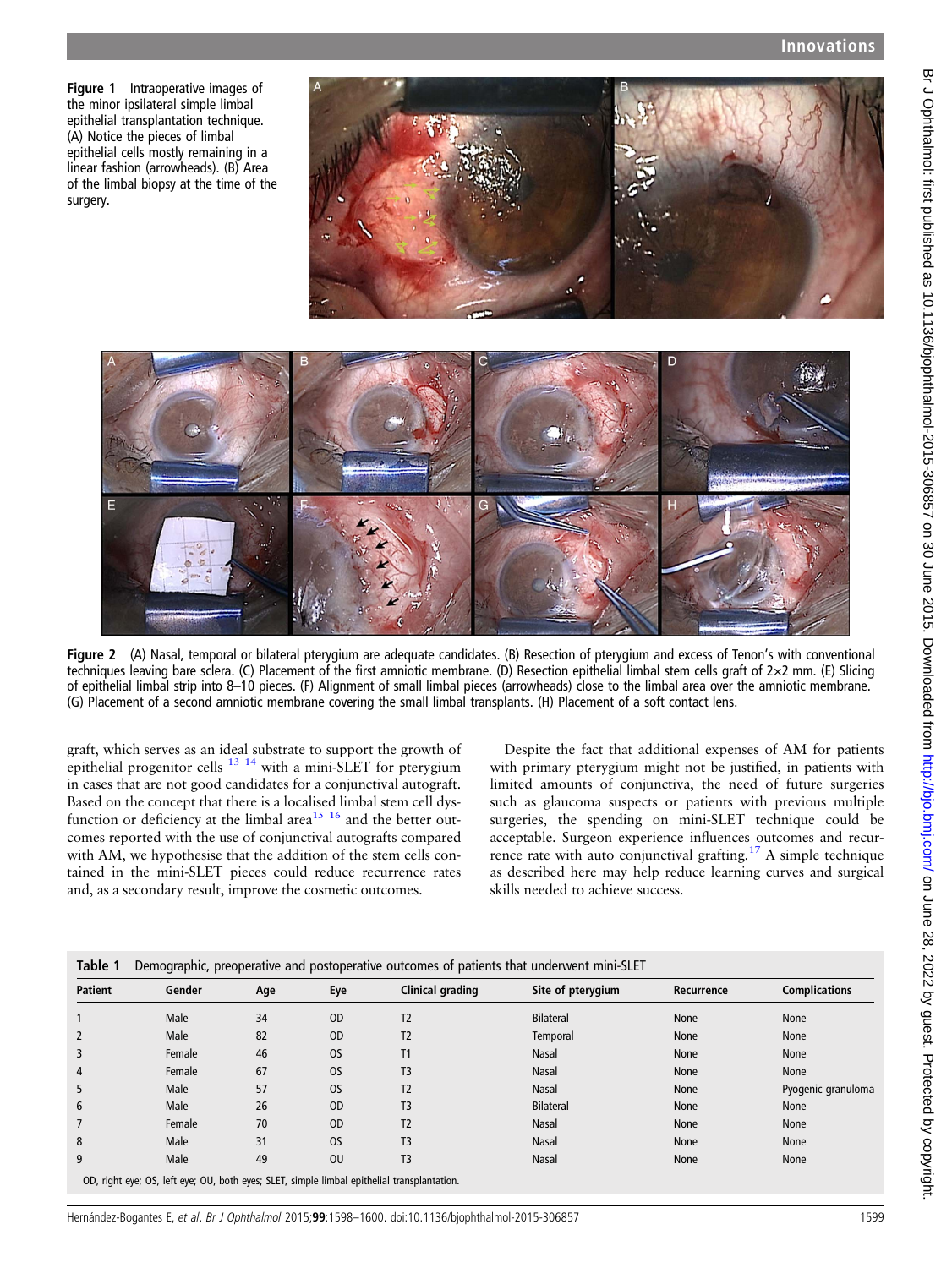Figure 1 Intraoperative images of the minor ipsilateral simple limbal epithelial transplantation technique. (A) Notice the pieces of limbal epithelial cells mostly remaining in a linear fashion (arrowheads). (B) Area of the limbal biopsy at the time of the surgery.

Figure 2 (A) Nasal, temporal or bilateral pterygium are adequate candidates. (B) Resection of pterygium and excess of Tenon's with conventional techniques leaving bare sclera. (C) Placement of the first amniotic membrane. (D) Resection epithelial limbal stem cells graft of 2×2 mm. (E) Slicing of epithelial limbal strip into 8–10 pieces. (F) Alignment of small limbal pieces (arrowheads) close to the limbal area over the amniotic membrane. (G) Placement of a second amniotic membrane covering the small limbal transplants. (H) Placement of a soft contact lens.

graft, which serves as an ideal substrate to support the growth of epithelial progenitor cells [13 14] with a mini-SLET for pterygium in cases that are not good candidates for a conjunctival autograft. Based on the concept that there is a localised limbal stem cell dysfunction or deficiency at the limbal area[15 16] and the better outcomes reported with the use of conjunctival autografts compared with AM, we hypothesise that the addition of the stem cells contained in the mini-SLET pieces could reduce recurrence rates and, as a secondary result, improve the cosmetic outcomes.

Despite the fact that additional expenses of AM for patients with primary pterygium might not be justified, in patients with limited amounts of conjunctiva, the need of future surgeries such as glaucoma suspects or patients with previous multiple surgeries, the spending on mini-SLET technique could be acceptable. Surgeon experience influences outcomes and recurrence rate with auto conjunctival grafting.[17] A simple technique as described here may help reduce learning curves and surgical skills needed to achieve success.

**Table 1** Demographic, preoperative and postoperative outcomes of patients that underwent mini-SLET

| Patient | Gender | Age | Eye | Clinical grading | Site of pterygium | Recurrence | Complications |
|---|---|---|---|---|---|---|---|
| 1 | Male | 34 | OD | T2 | Bilateral | None | None |
| 2 | Male | 82 | OD | T2 | Temporal | None | None |
| 3 | Female | 46 | OS | T1 | Nasal | None | None |
| 4 | Female | 67 | OS | T3 | Nasal | None | None |
| 5 | Male | 57 | OS | T2 | Nasal | None | Pyogenic granuloma |
| 6 | Male | 26 | OD | T3 | Bilateral | None | None |
| 7 | Female | 70 | OD | T2 | Nasal | None | None |
| 8 | Male | 31 | OS | T3 | Nasal | None | None |
| 9 | Male | 49 | OU | T3 | Nasal | None | None |

OD, right eye; OS, left eye; OU, both eyes; SLET, simple limbal epithelial transplantation.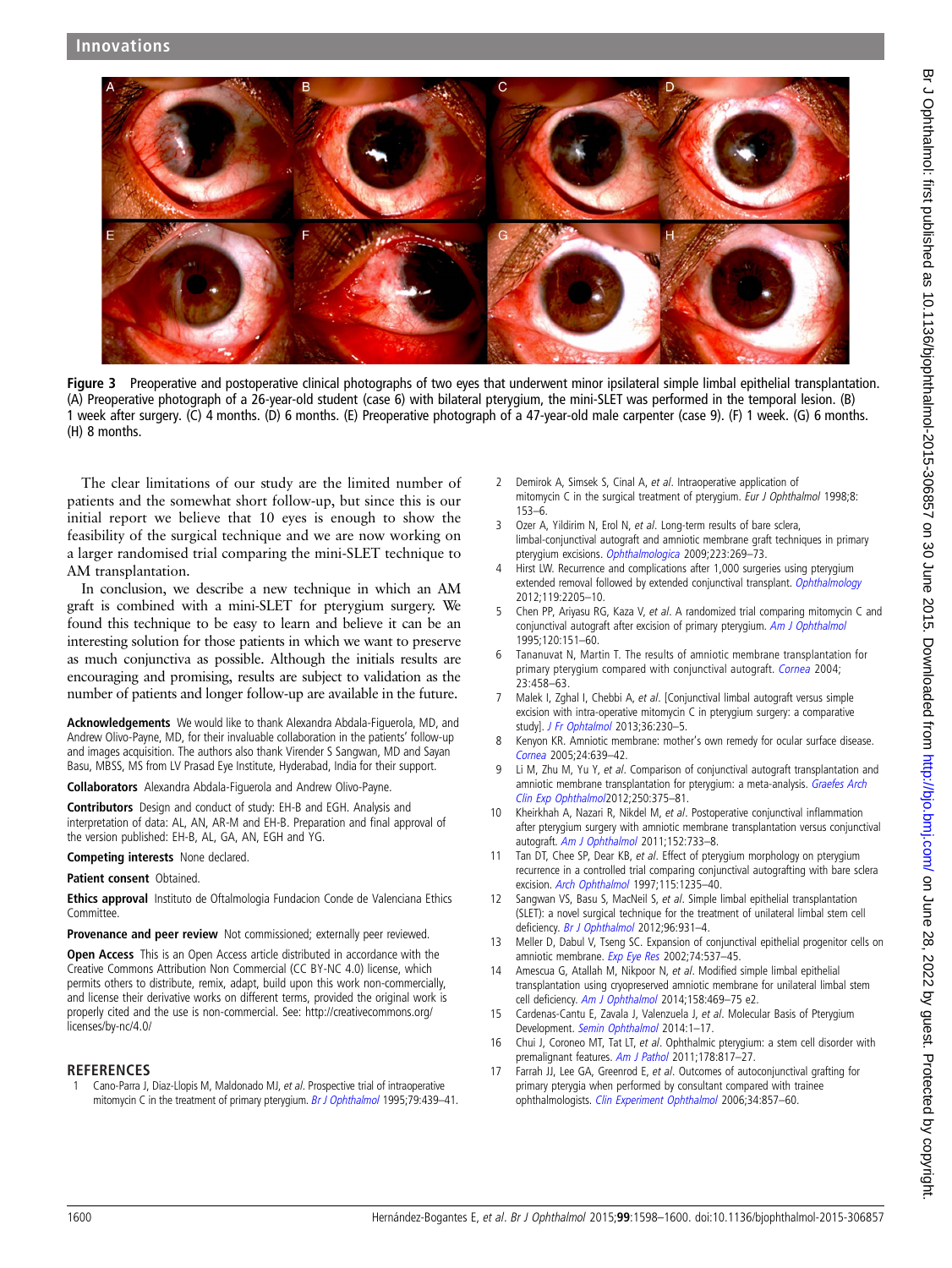Figure 3 Preoperative and postoperative clinical photographs of two eyes that underwent minor ipsilateral simple limbal epithelial transplantation. (A) Preoperative photograph of a 26-year-old student (case 6) with bilateral pterygium, the mini-SLET was performed in the temporal lesion. (B) 1 week after surgery. (C) 4 months. (D) 6 months. (E) Preoperative photograph of a 47-year-old male carpenter (case 9). (F) 1 week. (G) 6 months. (H) 8 months.

The clear limitations of our study are the limited number of patients and the somewhat short follow-up, but since this is our initial report we believe that 10 eyes is enough to show the feasibility of the surgical technique and we are now working on a larger randomised trial comparing the mini-SLET technique to AM transplantation.

In conclusion, we describe a new technique in which an AM graft is combined with a mini-SLET for pterygium surgery. We found this technique to be easy to learn and believe it can be an interesting solution for those patients in which we want to preserve as much conjunctiva as possible. Although the initials results are encouraging and promising, results are subject to validation as the number of patients and longer follow-up are available in the future.

**Acknowledgements** We would like to thank Alexandra Abdala-Figuerola, MD, and Andrew Olivo-Payne, MD, for their invaluable collaboration in the patients' follow-up and images acquisition. The authors also thank Virender S Sangwan, MD and Sayan Basu, MBSS, MS from LV Prasad Eye Institute, Hyderabad, India for their support.

**Collaborators** Alexandra Abdala-Figuerola and Andrew Olivo-Payne.

**Contributors** Design and conduct of study: EH-B and EGH. Analysis and interpretation of data: AL, AN, AR-M and EH-B. Preparation and final approval of the version published: EH-B, AL, GA, AN, EGH and YG.

**Competing interests** None declared.

**Patient consent** Obtained.

**Ethics approval** Instituto de Oftalmologia Fundacion Conde de Valenciana Ethics Committee.

**Provenance and peer review** Not commissioned; externally peer reviewed.

**Open Access** This is an Open Access article distributed in accordance with the Creative Commons Attribution Non Commercial (CC BY-NC 4.0) license, which permits others to distribute, remix, adapt, build upon this work non-commercially, and license their derivative works on different terms, provided the original work is properly cited and the use is non-commercial. See: http://creativecommons.org/licenses/by-nc/4.0/

## REFERENCES

1. Cano-Parra J, Diaz-Llopis M, Maldonado MJ, *et al*. Prospective trial of intraoperative mitomycin C in the treatment of primary pterygium. *Br J Ophthalmol* 1995;79:439–41.
2. Demirok A, Simsek S, Cinal A, *et al*. Intraoperative application of mitomycin C in the surgical treatment of pterygium. *Eur J Ophthalmol* 1998;8:153–6.
3. Ozer A, Yildirim N, Erol N, *et al*. Long-term results of bare sclera, limbal-conjunctival autograft and amniotic membrane graft techniques in primary pterygium excisions. *Ophthalmologica* 2009;223:269–73.
4. Hirst LW. Recurrence and complications after 1,000 surgeries using pterygium extended removal followed by extended conjunctival transplant. *Ophthalmology* 2012;119:2205–10.
5. Chen PP, Ariyasu RG, Kaza V, *et al*. A randomized trial comparing mitomycin C and conjunctival autograft after excision of primary pterygium. *Am J Ophthalmol* 1995;120:151–60.
6. Tananuvat N, Martin T. The results of amniotic membrane transplantation for primary pterygium compared with conjunctival autograft. *Cornea* 2004;23:458–63.
7. Malek I, Zghal I, Chebbi A, *et al*. [Conjunctival limbal autograft versus simple excision with intra-operative mitomycin C in pterygium surgery: a comparative study]. *J Fr Ophtalmol* 2013;36:230–5.
8. Kenyon KR. Amniotic membrane: mother's own remedy for ocular surface disease. *Cornea* 2005;24:639–42.
9. Li M, Zhu M, Yu Y, *et al*. Comparison of conjunctival autograft transplantation and amniotic membrane transplantation for pterygium: a meta-analysis. *Graefes Arch Clin Exp Ophthalmol* 2012;250:375–81.
10. Kheirkhah A, Nazari R, Nikdel M, *et al*. Postoperative conjunctival inflammation after pterygium surgery with amniotic membrane transplantation versus conjunctival autograft. *Am J Ophthalmol* 2011;152:733–8.
11. Tan DT, Chee SP, Dear KB, *et al*. Effect of pterygium morphology on pterygium recurrence in a controlled trial comparing conjunctival autografting with bare sclera excision. *Arch Ophthalmol* 1997;115:1235–40.
12. Sangwan VS, Basu S, MacNeil S, *et al*. Simple limbal epithelial transplantation (SLET): a novel surgical technique for the treatment of unilateral limbal stem cell deficiency. *Br J Ophthalmol* 2012;96:931–4.
13. Meller D, Dabul V, Tseng SC. Expansion of conjunctival epithelial progenitor cells on amniotic membrane. *Exp Eye Res* 2002;74:537–45.
14. Amescua G, Atallah M, Nikpoor N, *et al*. Modified simple limbal epithelial transplantation using cryopreserved amniotic membrane for unilateral limbal stem cell deficiency. *Am J Ophthalmol* 2014;158:469–75 e2.
15. Cardenas-Cantu E, Zavala J, Valenzuela J, *et al*. Molecular Basis of Pterygium Development. *Semin Ophthalmol* 2014:1–17.
16. Chui J, Coroneo MT, Tat LT, *et al*. Ophthalmic pterygium: a stem cell disorder with premalignant features. *Am J Pathol* 2011;178:817–27.
17. Farrah JJ, Lee GA, Greenrod E, *et al*. Outcomes of autoconjunctival grafting for primary pterygia when performed by consultant compared with trainee ophthalmologists. *Clin Experiment Ophthalmol* 2006;34:857–60.